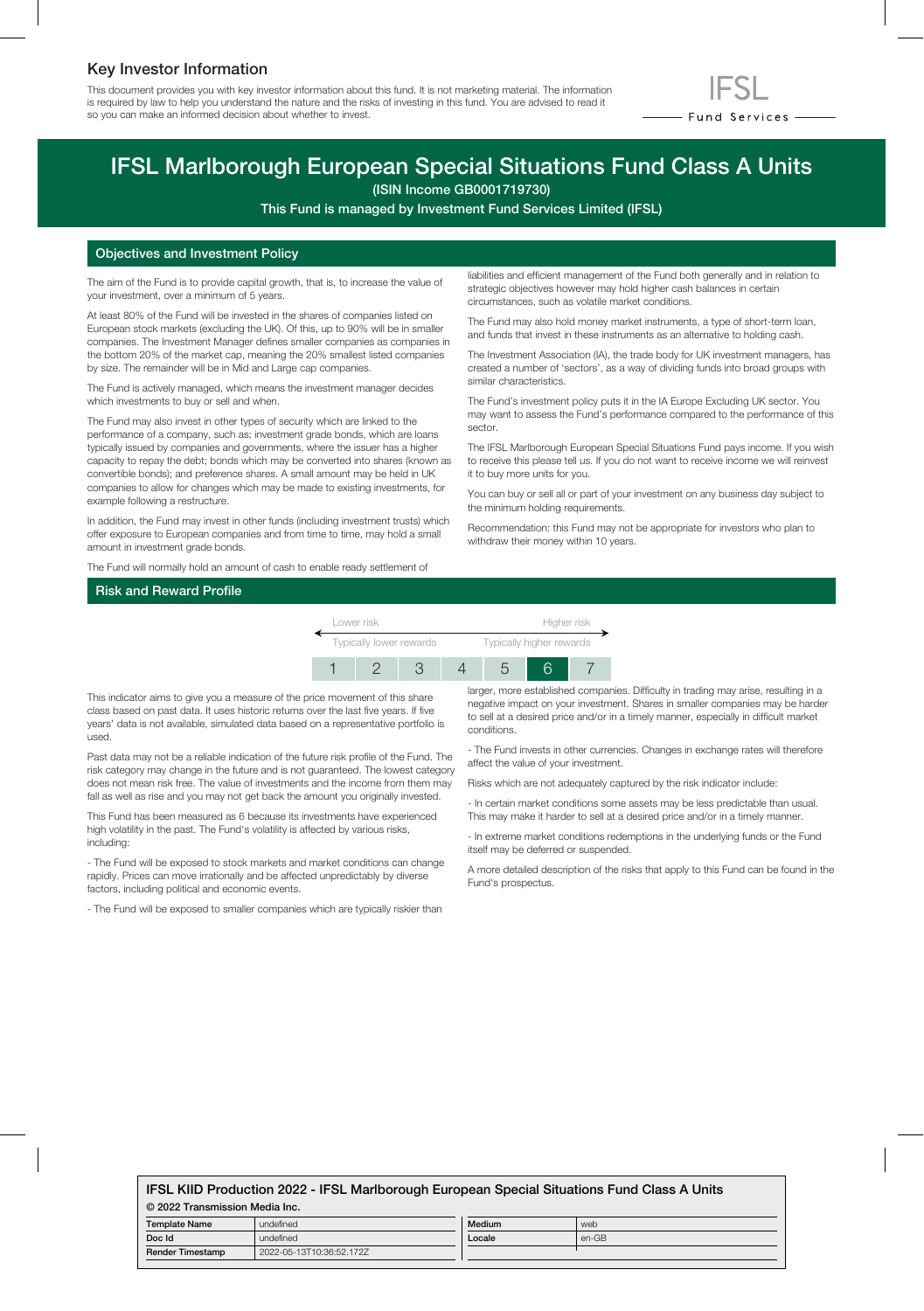# Key Investor Information

This document provides you with key investor information about this fund. It is not marketing material. The information is required by law to help you understand the nature and the risks of investing in this fund. You are advised to read it so you can make an informed decision about whether to invest.

IFSL Fund Services

# IFSL Marlborough European Special Situations Fund Class A Units

**(ISIN Income GB0001719730)**

**This Fund is managed by Investment Fund Services Limited (IFSL)**

## Objectives and Investment Policy

The aim of the Fund is to provide capital growth, that is, to increase the value of your investment, over a minimum of 5 years.

At least 80% of the Fund will be invested in the shares of companies listed on European stock markets (excluding the UK). Of this, up to 90% will be in smaller companies. The Investment Manager defines smaller companies as companies in the bottom 20% of the market cap, meaning the 20% smallest listed companies by size. The remainder will be in Mid and Large cap companies.

The Fund is actively managed, which means the investment manager decides which investments to buy or sell and when.

The Fund may also invest in other types of security which are linked to the performance of a company, such as; investment grade bonds, which are loans typically issued by companies and governments, where the issuer has a higher capacity to repay the debt; bonds which may be converted into shares (known as convertible bonds); and preference shares. A small amount may be held in UK companies to allow for changes which may be made to existing investments, for example following a restructure.

In addition, the Fund may invest in other funds (including investment trusts) which offer exposure to European companies and from time to time, may hold a small amount in investment grade bonds.

The Fund will normally hold an amount of cash to enable ready settlement of liabilities and efficient management of the Fund both generally and in relation to strategic objectives however may hold higher cash balances in certain circumstances, such as volatile market conditions.

The Fund may also hold money market instruments, a type of short-term loan, and funds that invest in these instruments as an alternative to holding cash.

The Investment Association (IA), the trade body for UK investment managers, has created a number of 'sectors', as a way of dividing funds into broad groups with similar characteristics.

The Fund's investment policy puts it in the IA Europe Excluding UK sector. You may want to assess the Fund's performance compared to the performance of this sector.

The IFSL Marlborough European Special Situations Fund pays income. If you wish to receive this please tell us. If you do not want to receive income we will reinvest it to buy more units for you.

You can buy or sell all or part of your investment on any business day subject to the minimum holding requirements.

Recommendation: this Fund may not be appropriate for investors who plan to withdraw their money within 10 years.

## Risk and Reward Profile

| Lower risk | | | | | | Higher risk |
|---|---|---|---|---|---|---|
| Typically lower rewards | | | | | | Typically higher rewards |
| 1 | 2 | 3 | 4 | 5 | **6** | 7 |

This indicator aims to give you a measure of the price movement of this share class based on past data. It uses historic returns over the last five years. If five years' data is not available, simulated data based on a representative portfolio is used.

Past data may not be a reliable indication of the future risk profile of the Fund. The risk category may change in the future and is not guaranteed. The lowest category does not mean risk free. The value of investments and the income from them may fall as well as rise and you may not get back the amount you originally invested.

This Fund has been measured as 6 because its investments have experienced high volatility in the past. The Fund's volatility is affected by various risks, including:

- The Fund will be exposed to stock markets and market conditions can change rapidly. Prices can move irrationally and be affected unpredictably by diverse factors, including political and economic events.

- The Fund will be exposed to smaller companies which are typically riskier than larger, more established companies. Difficulty in trading may arise, resulting in a negative impact on your investment. Shares in smaller companies may be harder to sell at a desired price and/or in a timely manner, especially in difficult market conditions.

- The Fund invests in other currencies. Changes in exchange rates will therefore affect the value of your investment.

Risks which are not adequately captured by the risk indicator include:

- In certain market conditions some assets may be less predictable than usual. This may make it harder to sell at a desired price and/or in a timely manner.

- In extreme market conditions redemptions in the underlying funds or the Fund itself may be deferred or suspended.

A more detailed description of the risks that apply to this Fund can be found in the Fund's prospectus.

**IFSL KIID Production 2022 - IFSL Marlborough European Special Situations Fund Class A Units**

**© 2022 Transmission Media Inc.**

| Template Name | undefined | Medium | web |
|---|---|---|---|
| Doc Id | undefined | Locale | en-GB |
| Render Timestamp | 2022-05-13T10:36:52.172Z | | |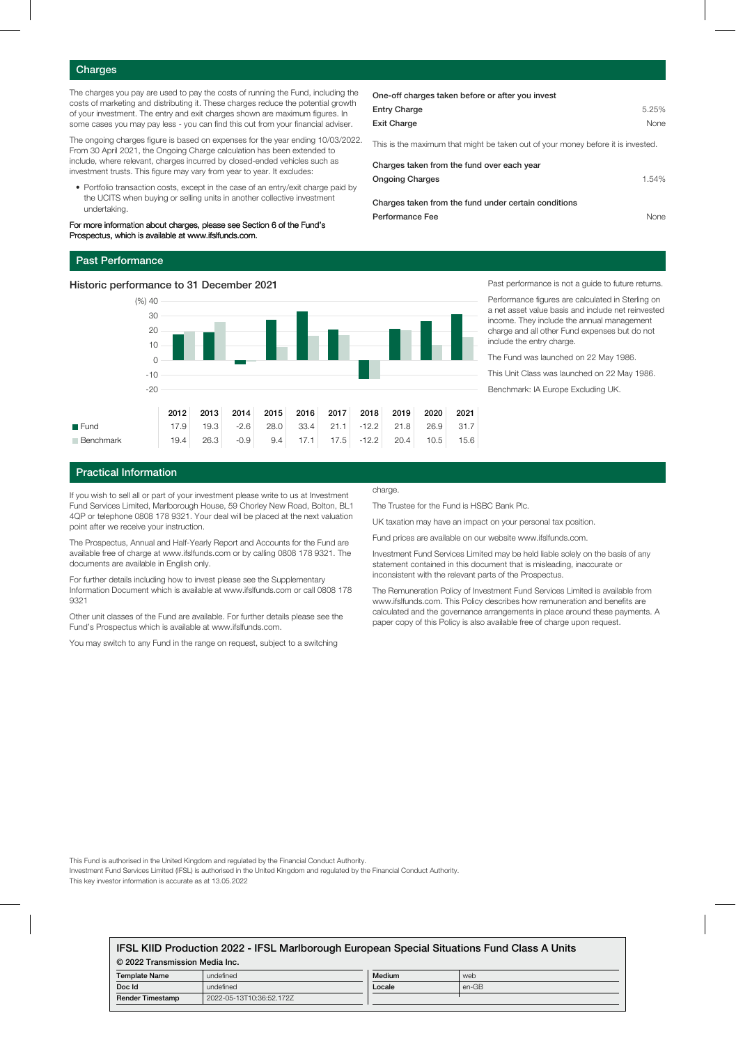## Charges

The charges you pay are used to pay the costs of running the Fund, including the costs of marketing and distributing it. These charges reduce the potential growth of your investment. The entry and exit charges shown are maximum figures. In some cases you may pay less - you can find this out from your financial adviser.

The ongoing charges figure is based on expenses for the year ending 10/03/2022. From 30 April 2021, the Ongoing Charge calculation has been extended to include, where relevant, charges incurred by closed-ended vehicles such as investment trusts. This figure may vary from year to year. It excludes:

- Portfolio transaction costs, except in the case of an entry/exit charge paid by the UCITS when buying or selling units in another collective investment undertaking.

**For more information about charges, please see Section 6 of the Fund's Prospectus, which is available at www.ifslfunds.com.**

| One-off charges taken before or after you invest | |
|---|---|
| **Entry Charge** | 5.25% |
| **Exit Charge** | None |

This is the maximum that might be taken out of your money before it is invested.

| Charges taken from the fund over each year | |
|---|---|
| **Ongoing Charges** | 1.54% |

| Charges taken from the fund under certain conditions | |
|---|---|
| **Performance Fee** | None |

## Past Performance

### Historic performance to 31 December 2021

(%) 40
30
20
10
0
-10
-20

| | 2012 | 2013 | 2014 | 2015 | 2016 | 2017 | 2018 | 2019 | 2020 | 2021 |
|---|---|---|---|---|---|---|---|---|---|---|
| Fund | 17.9 | 19.3 | -2.6 | 28.0 | 33.4 | 21.1 | -12.2 | 21.8 | 26.9 | 31.7 |
| Benchmark | 19.4 | 26.3 | -0.9 | 9.4 | 17.1 | 17.5 | -12.2 | 20.4 | 10.5 | 15.6 |

Past performance is not a guide to future returns.

Performance figures are calculated in Sterling on a net asset value basis and include net reinvested income. They include the annual management charge and all other Fund expenses but do not include the entry charge.

The Fund was launched on 22 May 1986.

This Unit Class was launched on 22 May 1986.

Benchmark: IA Europe Excluding UK.

## Practical Information

If you wish to sell all or part of your investment please write to us at Investment Fund Services Limited, Marlborough House, 59 Chorley New Road, Bolton, BL1 4QP or telephone 0808 178 9321. Your deal will be placed at the next valuation point after we receive your instruction.

The Prospectus, Annual and Half-Yearly Report and Accounts for the Fund are available free of charge at www.ifslfunds.com or by calling 0808 178 9321. The documents are available in English only.

For further details including how to invest please see the Supplementary Information Document which is available at www.ifslfunds.com or call 0808 178 9321

Other unit classes of the Fund are available. For further details please see the Fund's Prospectus which is available at www.ifslfunds.com.

You may switch to any Fund in the range on request, subject to a switching charge.

The Trustee for the Fund is HSBC Bank Plc.

UK taxation may have an impact on your personal tax position.

Fund prices are available on our website www.ifslfunds.com.

Investment Fund Services Limited may be held liable solely on the basis of any statement contained in this document that is misleading, inaccurate or inconsistent with the relevant parts of the Prospectus.

The Remuneration Policy of Investment Fund Services Limited is available from www.ifslfunds.com. This Policy describes how remuneration and benefits are calculated and the governance arrangements in place around these payments. A paper copy of this Policy is also available free of charge upon request.

This Fund is authorised in the United Kingdom and regulated by the Financial Conduct Authority.
Investment Fund Services Limited (IFSL) is authorised in the United Kingdom and regulated by the Financial Conduct Authority.
This key investor information is accurate as at 13.05.2022

**IFSL KIID Production 2022 - IFSL Marlborough European Special Situations Fund Class A Units**
**© 2022 Transmission Media Inc.**

| | | | |
|---|---|---|---|
| **Template Name** | undefined | **Medium** | web |
| **Doc Id** | undefined | **Locale** | en-GB |
| **Render Timestamp** | 2022-05-13T10:36:52.172Z | | |